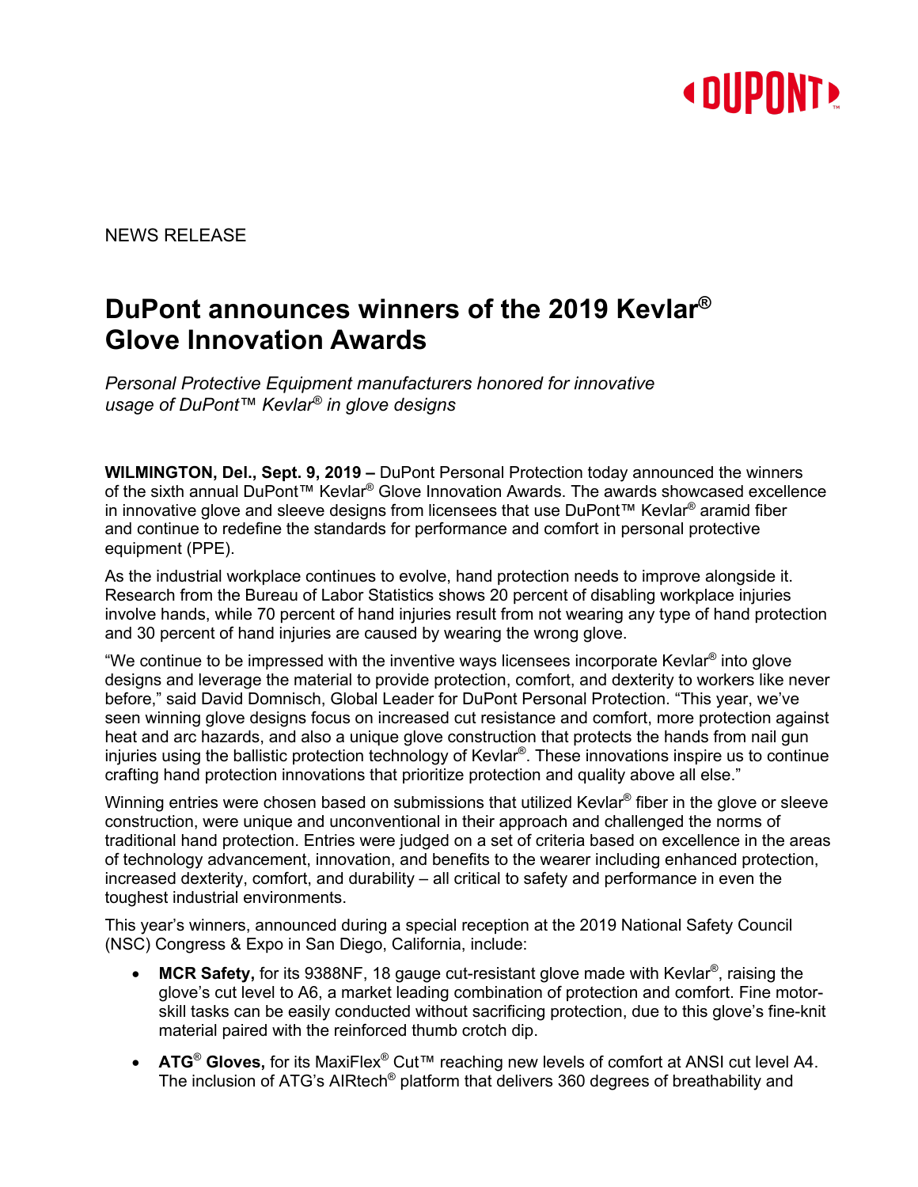NEWS RELEASE

# DuPont announces winners of the 2019 Kevlar® Glove Innovation Awards

*Personal Protective Equipment manufacturers honored for innovative usage of DuPont™ Kevlar® in glove designs*

**WILMINGTON, Del., Sept. 9, 2019 –** DuPont Personal Protection today announced the winners of the sixth annual DuPont™ Kevlar® Glove Innovation Awards. The awards showcased excellence in innovative glove and sleeve designs from licensees that use DuPont™ Kevlar® aramid fiber and continue to redefine the standards for performance and comfort in personal protective equipment (PPE).

As the industrial workplace continues to evolve, hand protection needs to improve alongside it. Research from the Bureau of Labor Statistics shows 20 percent of disabling workplace injuries involve hands, while 70 percent of hand injuries result from not wearing any type of hand protection and 30 percent of hand injuries are caused by wearing the wrong glove.

"We continue to be impressed with the inventive ways licensees incorporate Kevlar® into glove designs and leverage the material to provide protection, comfort, and dexterity to workers like never before," said David Domnisch, Global Leader for DuPont Personal Protection. "This year, we've seen winning glove designs focus on increased cut resistance and comfort, more protection against heat and arc hazards, and also a unique glove construction that protects the hands from nail gun injuries using the ballistic protection technology of Kevlar®. These innovations inspire us to continue crafting hand protection innovations that prioritize protection and quality above all else."

Winning entries were chosen based on submissions that utilized Kevlar® fiber in the glove or sleeve construction, were unique and unconventional in their approach and challenged the norms of traditional hand protection. Entries were judged on a set of criteria based on excellence in the areas of technology advancement, innovation, and benefits to the wearer including enhanced protection, increased dexterity, comfort, and durability – all critical to safety and performance in even the toughest industrial environments.

This year's winners, announced during a special reception at the 2019 National Safety Council (NSC) Congress & Expo in San Diego, California, include:

- **MCR Safety,** for its 9388NF, 18 gauge cut-resistant glove made with Kevlar®, raising the glove's cut level to A6, a market leading combination of protection and comfort. Fine motor-skill tasks can be easily conducted without sacrificing protection, due to this glove's fine-knit material paired with the reinforced thumb crotch dip.
- **ATG® Gloves,** for its MaxiFlex® Cut™ reaching new levels of comfort at ANSI cut level A4. The inclusion of ATG's AIRtech® platform that delivers 360 degrees of breathability and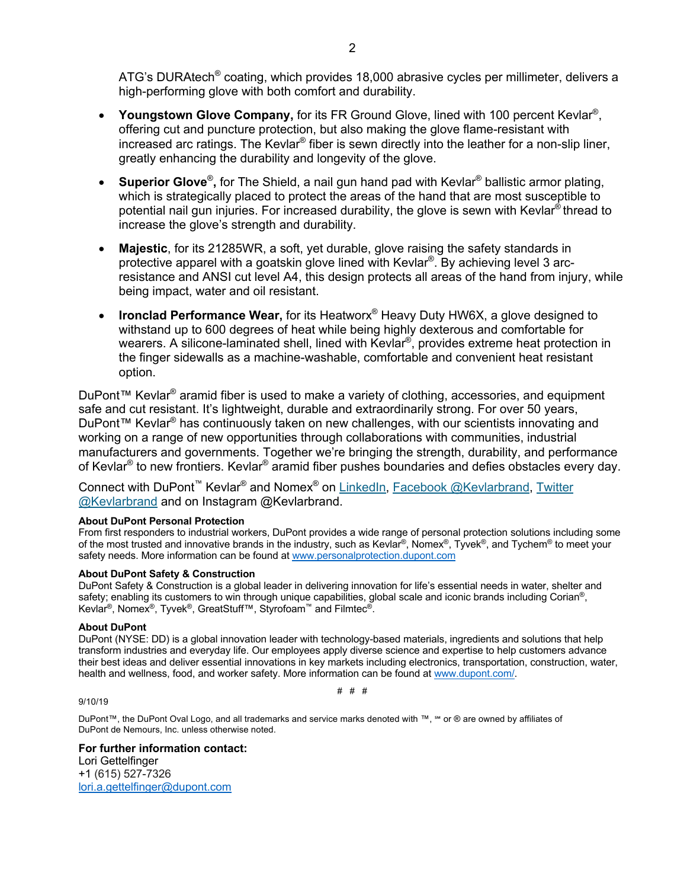ATG's DURAtech® coating, which provides 18,000 abrasive cycles per millimeter, delivers a high-performing glove with both comfort and durability.

- **Youngstown Glove Company,** for its FR Ground Glove, lined with 100 percent Kevlar®, offering cut and puncture protection, but also making the glove flame-resistant with increased arc ratings. The Kevlar® fiber is sewn directly into the leather for a non-slip liner, greatly enhancing the durability and longevity of the glove.
- **Superior Glove®,** for The Shield, a nail gun hand pad with Kevlar® ballistic armor plating, which is strategically placed to protect the areas of the hand that are most susceptible to potential nail gun injuries. For increased durability, the glove is sewn with Kevlar® thread to increase the glove's strength and durability.
- **Majestic**, for its 21285WR, a soft, yet durable, glove raising the safety standards in protective apparel with a goatskin glove lined with Kevlar®. By achieving level 3 arc-resistance and ANSI cut level A4, this design protects all areas of the hand from injury, while being impact, water and oil resistant.
- **Ironclad Performance Wear,** for its Heatworx® Heavy Duty HW6X, a glove designed to withstand up to 600 degrees of heat while being highly dexterous and comfortable for wearers. A silicone-laminated shell, lined with Kevlar®, provides extreme heat protection in the finger sidewalls as a machine-washable, comfortable and convenient heat resistant option.

DuPont™ Kevlar® aramid fiber is used to make a variety of clothing, accessories, and equipment safe and cut resistant. It's lightweight, durable and extraordinarily strong. For over 50 years, DuPont™ Kevlar® has continuously taken on new challenges, with our scientists innovating and working on a range of new opportunities through collaborations with communities, industrial manufacturers and governments. Together we're bringing the strength, durability, and performance of Kevlar® to new frontiers. Kevlar® aramid fiber pushes boundaries and defies obstacles every day.

Connect with DuPont™ Kevlar® and Nomex® on LinkedIn, Facebook @Kevlarbrand, Twitter @Kevlarbrand and on Instagram @Kevlarbrand.

**About DuPont Personal Protection**
From first responders to industrial workers, DuPont provides a wide range of personal protection solutions including some of the most trusted and innovative brands in the industry, such as Kevlar®, Nomex®, Tyvek®, and Tychem® to meet your safety needs. More information can be found at www.personalprotection.dupont.com

**About DuPont Safety & Construction**
DuPont Safety & Construction is a global leader in delivering innovation for life's essential needs in water, shelter and safety; enabling its customers to win through unique capabilities, global scale and iconic brands including Corian®, Kevlar®, Nomex®, Tyvek®, GreatStuff™, Styrofoam™ and Filmtec®.

**About DuPont**
DuPont (NYSE: DD) is a global innovation leader with technology-based materials, ingredients and solutions that help transform industries and everyday life. Our employees apply diverse science and expertise to help customers advance their best ideas and deliver essential innovations in key markets including electronics, transportation, construction, water, health and wellness, food, and worker safety. More information can be found at www.dupont.com/.

# # #

9/10/19

DuPont™, the DuPont Oval Logo, and all trademarks and service marks denoted with ™, ℠ or ® are owned by affiliates of DuPont de Nemours, Inc. unless otherwise noted.

**For further information contact:**
Lori Gettelfinger
+1 (615) 527-7326
lori.a.gettelfinger@dupont.com